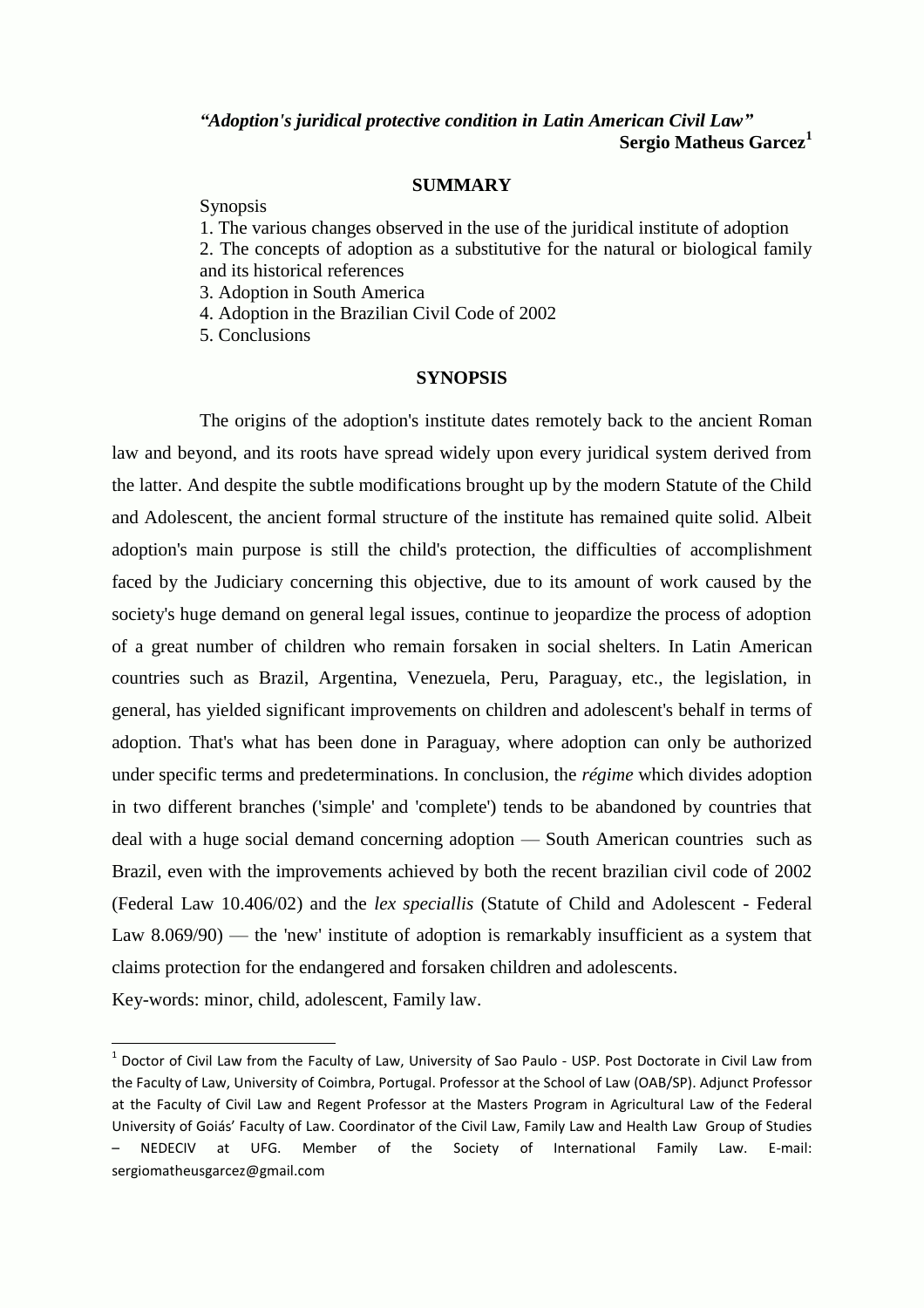*"Adoption's juridical protective condition in Latin American Civil Law"*

**Sergio Matheus Garcez**[1]

## SUMMARY

Synopsis
1. The various changes observed in the use of the juridical institute of adoption
2. The concepts of adoption as a substitutive for the natural or biological family and its historical references
3. Adoption in South America
4. Adoption in the Brazilian Civil Code of 2002
5. Conclusions

## SYNOPSIS

The origins of the adoption's institute dates remotely back to the ancient Roman law and beyond, and its roots have spread widely upon every juridical system derived from the latter. And despite the subtle modifications brought up by the modern Statute of the Child and Adolescent, the ancient formal structure of the institute has remained quite solid. Albeit adoption's main purpose is still the child's protection, the difficulties of accomplishment faced by the Judiciary concerning this objective, due to its amount of work caused by the society's huge demand on general legal issues, continue to jeopardize the process of adoption of a great number of children who remain forsaken in social shelters. In Latin American countries such as Brazil, Argentina, Venezuela, Peru, Paraguay, etc., the legislation, in general, has yielded significant improvements on children and adolescent's behalf in terms of adoption. That's what has been done in Paraguay, where adoption can only be authorized under specific terms and predeterminations. In conclusion, the *régime* which divides adoption in two different branches ('simple' and 'complete') tends to be abandoned by countries that deal with a huge social demand concerning adoption — South American countries such as Brazil, even with the improvements achieved by both the recent brazilian civil code of 2002 (Federal Law 10.406/02) and the *lex speciallis* (Statute of Child and Adolescent - Federal Law 8.069/90) — the 'new' institute of adoption is remarkably insufficient as a system that claims protection for the endangered and forsaken children and adolescents.

Key-words: minor, child, adolescent, Family law.

---

[1] Doctor of Civil Law from the Faculty of Law, University of Sao Paulo - USP. Post Doctorate in Civil Law from the Faculty of Law, University of Coimbra, Portugal. Professor at the School of Law (OAB/SP). Adjunct Professor at the Faculty of Civil Law and Regent Professor at the Masters Program in Agricultural Law of the Federal University of Goiás' Faculty of Law. Coordinator of the Civil Law, Family Law and Health Law Group of Studies – NEDECIV at UFG. Member of the Society of International Family Law. E-mail: sergiomatheusgarcez@gmail.com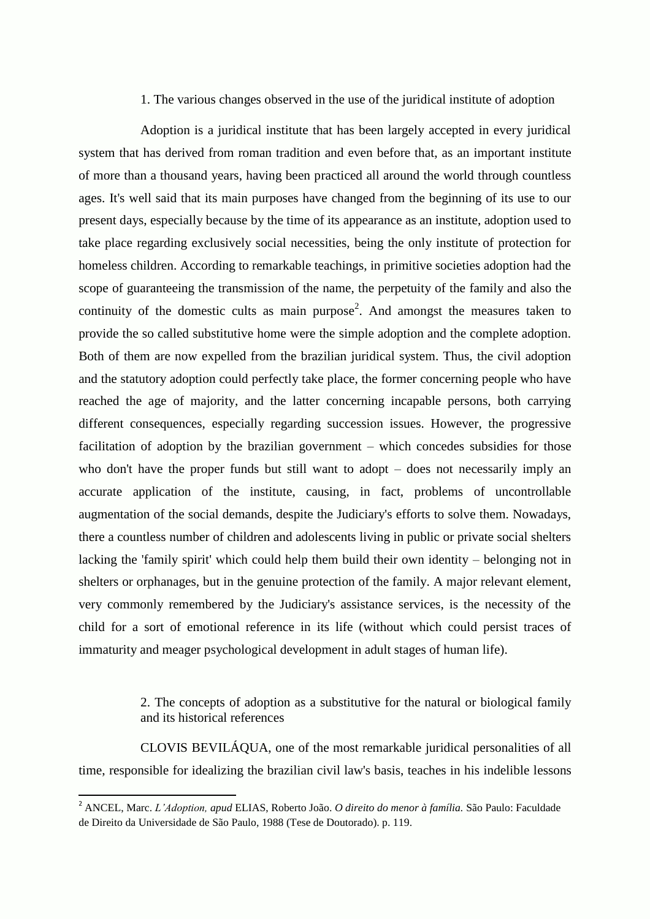## 1. The various changes observed in the use of the juridical institute of adoption

Adoption is a juridical institute that has been largely accepted in every juridical system that has derived from roman tradition and even before that, as an important institute of more than a thousand years, having been practiced all around the world through countless ages. It's well said that its main purposes have changed from the beginning of its use to our present days, especially because by the time of its appearance as an institute, adoption used to take place regarding exclusively social necessities, being the only institute of protection for homeless children. According to remarkable teachings, in primitive societies adoption had the scope of guaranteeing the transmission of the name, the perpetuity of the family and also the continuity of the domestic cults as main purpose[2]. And amongst the measures taken to provide the so called substitutive home were the simple adoption and the complete adoption. Both of them are now expelled from the brazilian juridical system. Thus, the civil adoption and the statutory adoption could perfectly take place, the former concerning people who have reached the age of majority, and the latter concerning incapable persons, both carrying different consequences, especially regarding succession issues. However, the progressive facilitation of adoption by the brazilian government – which concedes subsidies for those who don't have the proper funds but still want to adopt – does not necessarily imply an accurate application of the institute, causing, in fact, problems of uncontrollable augmentation of the social demands, despite the Judiciary's efforts to solve them. Nowadays, there a countless number of children and adolescents living in public or private social shelters lacking the 'family spirit' which could help them build their own identity – belonging not in shelters or orphanages, but in the genuine protection of the family. A major relevant element, very commonly remembered by the Judiciary's assistance services, is the necessity of the child for a sort of emotional reference in its life (without which could persist traces of immaturity and meager psychological development in adult stages of human life).

## 2. The concepts of adoption as a substitutive for the natural or biological family and its historical references

CLOVIS BEVILÁQUA, one of the most remarkable juridical personalities of all time, responsible for idealizing the brazilian civil law's basis, teaches in his indelible lessons

---

[2] ANCEL, Marc. *L'Adoption, apud* ELIAS, Roberto João. *O direito do menor à família.* São Paulo: Faculdade de Direito da Universidade de São Paulo, 1988 (Tese de Doutorado). p. 119.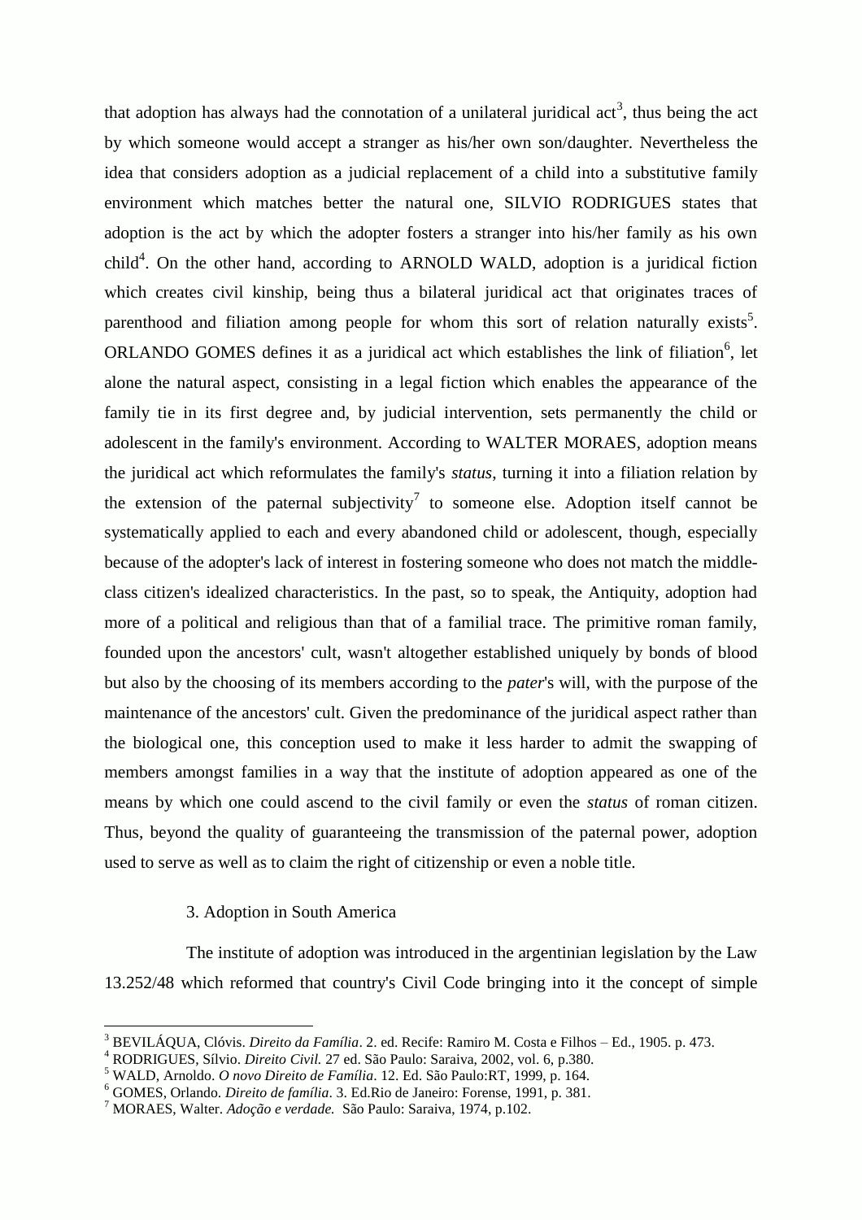that adoption has always had the connotation of a unilateral juridical act[3], thus being the act by which someone would accept a stranger as his/her own son/daughter. Nevertheless the idea that considers adoption as a judicial replacement of a child into a substitutive family environment which matches better the natural one, SILVIO RODRIGUES states that adoption is the act by which the adopter fosters a stranger into his/her family as his own child[4]. On the other hand, according to ARNOLD WALD, adoption is a juridical fiction which creates civil kinship, being thus a bilateral juridical act that originates traces of parenthood and filiation among people for whom this sort of relation naturally exists[5]. ORLANDO GOMES defines it as a juridical act which establishes the link of filiation[6], let alone the natural aspect, consisting in a legal fiction which enables the appearance of the family tie in its first degree and, by judicial intervention, sets permanently the child or adolescent in the family's environment. According to WALTER MORAES, adoption means the juridical act which reformulates the family's *status*, turning it into a filiation relation by the extension of the paternal subjectivity[7] to someone else. Adoption itself cannot be systematically applied to each and every abandoned child or adolescent, though, especially because of the adopter's lack of interest in fostering someone who does not match the middle-class citizen's idealized characteristics. In the past, so to speak, the Antiquity, adoption had more of a political and religious than that of a familial trace. The primitive roman family, founded upon the ancestors' cult, wasn't altogether established uniquely by bonds of blood but also by the choosing of its members according to the *pater*'s will, with the purpose of the maintenance of the ancestors' cult. Given the predominance of the juridical aspect rather than the biological one, this conception used to make it less harder to admit the swapping of members amongst families in a way that the institute of adoption appeared as one of the means by which one could ascend to the civil family or even the *status* of roman citizen. Thus, beyond the quality of guaranteeing the transmission of the paternal power, adoption used to serve as well as to claim the right of citizenship or even a noble title.

## 3. Adoption in South America

The institute of adoption was introduced in the argentinian legislation by the Law 13.252/48 which reformed that country's Civil Code bringing into it the concept of simple

---

[3] BEVILÁQUA, Clóvis. *Direito da Família*. 2. ed. Recife: Ramiro M. Costa e Filhos – Ed., 1905. p. 473.

[4] RODRIGUES, Sílvio. *Direito Civil.* 27 ed. São Paulo: Saraiva, 2002, vol. 6, p.380.

[5] WALD, Arnoldo. *O novo Direito de Família*. 12. Ed. São Paulo:RT, 1999, p. 164.

[6] GOMES, Orlando. *Direito de família*. 3. Ed.Rio de Janeiro: Forense, 1991, p. 381.

[7] MORAES, Walter. *Adoção e verdade.* São Paulo: Saraiva, 1974, p.102.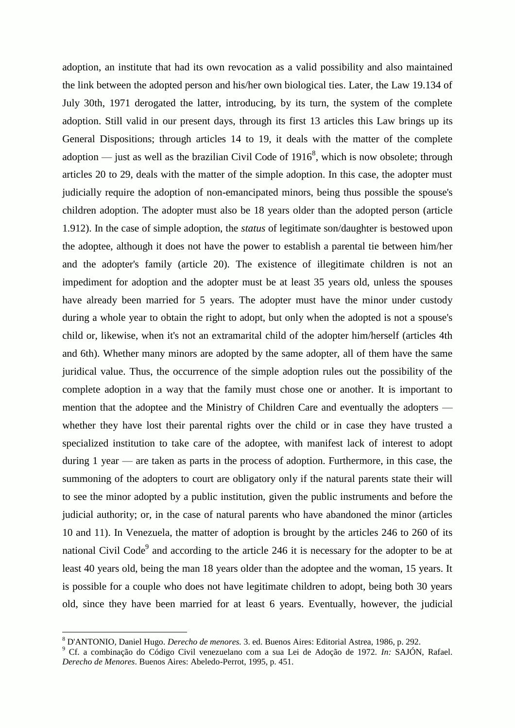adoption, an institute that had its own revocation as a valid possibility and also maintained the link between the adopted person and his/her own biological ties. Later, the Law 19.134 of July 30th, 1971 derogated the latter, introducing, by its turn, the system of the complete adoption. Still valid in our present days, through its first 13 articles this Law brings up its General Dispositions; through articles 14 to 19, it deals with the matter of the complete adoption — just as well as the brazilian Civil Code of 1916[8], which is now obsolete; through articles 20 to 29, deals with the matter of the simple adoption. In this case, the adopter must judicially require the adoption of non-emancipated minors, being thus possible the spouse's children adoption. The adopter must also be 18 years older than the adopted person (article 1.912). In the case of simple adoption, the *status* of legitimate son/daughter is bestowed upon the adoptee, although it does not have the power to establish a parental tie between him/her and the adopter's family (article 20). The existence of illegitimate children is not an impediment for adoption and the adopter must be at least 35 years old, unless the spouses have already been married for 5 years. The adopter must have the minor under custody during a whole year to obtain the right to adopt, but only when the adopted is not a spouse's child or, likewise, when it's not an extramarital child of the adopter him/herself (articles 4th and 6th). Whether many minors are adopted by the same adopter, all of them have the same juridical value. Thus, the occurrence of the simple adoption rules out the possibility of the complete adoption in a way that the family must chose one or another. It is important to mention that the adoptee and the Ministry of Children Care and eventually the adopters — whether they have lost their parental rights over the child or in case they have trusted a specialized institution to take care of the adoptee, with manifest lack of interest to adopt during 1 year — are taken as parts in the process of adoption. Furthermore, in this case, the summoning of the adopters to court are obligatory only if the natural parents state their will to see the minor adopted by a public institution, given the public instruments and before the judicial authority; or, in the case of natural parents who have abandoned the minor (articles 10 and 11). In Venezuela, the matter of adoption is brought by the articles 246 to 260 of its national Civil Code[9] and according to the article 246 it is necessary for the adopter to be at least 40 years old, being the man 18 years older than the adoptee and the woman, 15 years. It is possible for a couple who does not have legitimate children to adopt, being both 30 years old, since they have been married for at least 6 years. Eventually, however, the judicial

---

[8] D'ANTONIO, Daniel Hugo. *Derecho de menores.* 3. ed. Buenos Aires: Editorial Astrea, 1986, p. 292.

[9] Cf. a combinação do Código Civil venezuelano com a sua Lei de Adoção de 1972. *In:* SAJÓN, Rafael. *Derecho de Menores*. Buenos Aires: Abeledo-Perrot, 1995, p. 451.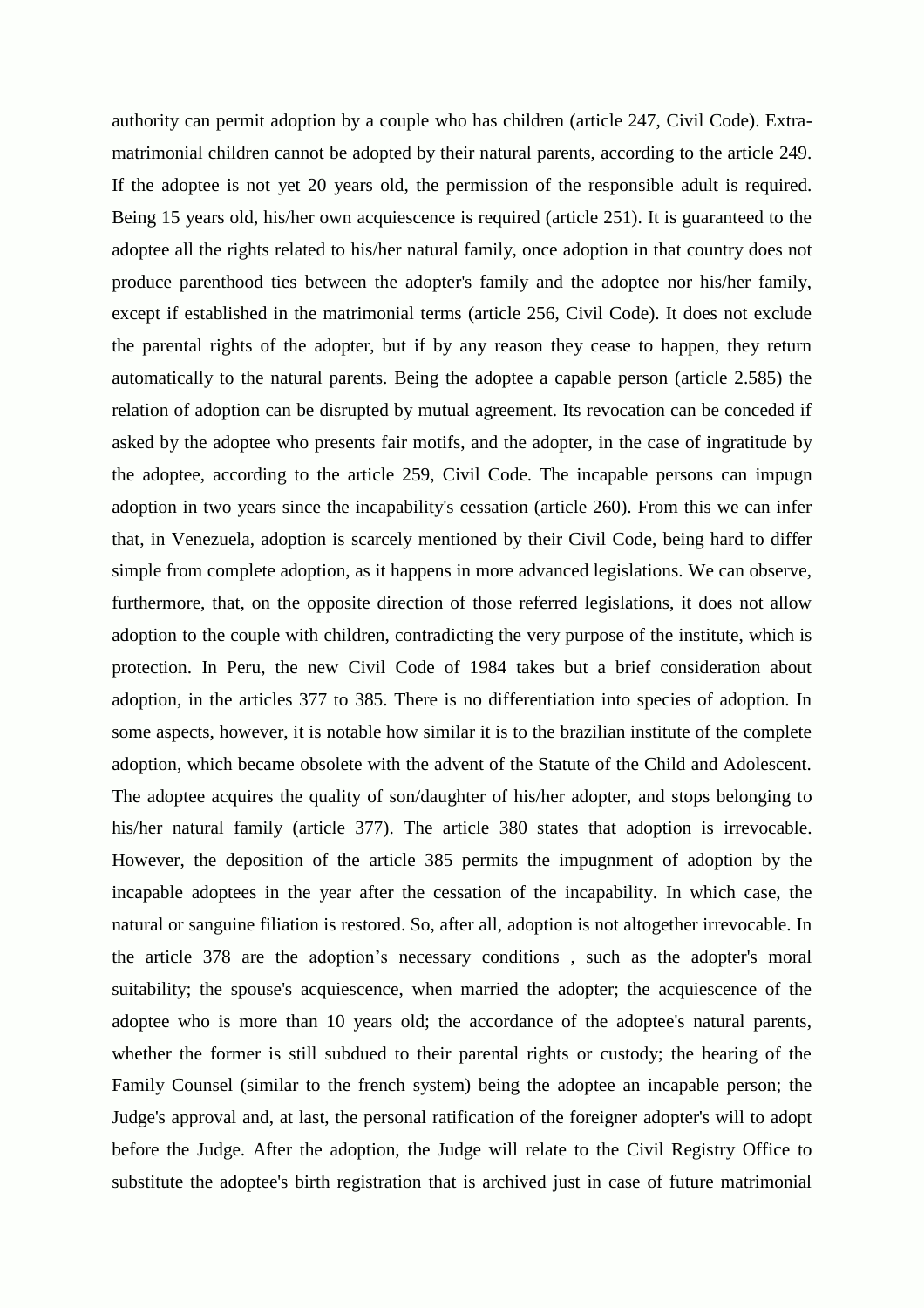authority can permit adoption by a couple who has children (article 247, Civil Code). Extra-matrimonial children cannot be adopted by their natural parents, according to the article 249. If the adoptee is not yet 20 years old, the permission of the responsible adult is required. Being 15 years old, his/her own acquiescence is required (article 251). It is guaranteed to the adoptee all the rights related to his/her natural family, once adoption in that country does not produce parenthood ties between the adopter's family and the adoptee nor his/her family, except if established in the matrimonial terms (article 256, Civil Code). It does not exclude the parental rights of the adopter, but if by any reason they cease to happen, they return automatically to the natural parents. Being the adoptee a capable person (article 2.585) the relation of adoption can be disrupted by mutual agreement. Its revocation can be conceded if asked by the adoptee who presents fair motifs, and the adopter, in the case of ingratitude by the adoptee, according to the article 259, Civil Code. The incapable persons can impugn adoption in two years since the incapability's cessation (article 260). From this we can infer that, in Venezuela, adoption is scarcely mentioned by their Civil Code, being hard to differ simple from complete adoption, as it happens in more advanced legislations. We can observe, furthermore, that, on the opposite direction of those referred legislations, it does not allow adoption to the couple with children, contradicting the very purpose of the institute, which is protection. In Peru, the new Civil Code of 1984 takes but a brief consideration about adoption, in the articles 377 to 385. There is no differentiation into species of adoption. In some aspects, however, it is notable how similar it is to the brazilian institute of the complete adoption, which became obsolete with the advent of the Statute of the Child and Adolescent. The adoptee acquires the quality of son/daughter of his/her adopter, and stops belonging to his/her natural family (article 377). The article 380 states that adoption is irrevocable. However, the deposition of the article 385 permits the impugnment of adoption by the incapable adoptees in the year after the cessation of the incapability. In which case, the natural or sanguine filiation is restored. So, after all, adoption is not altogether irrevocable. In the article 378 are the adoption’s necessary conditions , such as the adopter's moral suitability; the spouse's acquiescence, when married the adopter; the acquiescence of the adoptee who is more than 10 years old; the accordance of the adoptee's natural parents, whether the former is still subdued to their parental rights or custody; the hearing of the Family Counsel (similar to the french system) being the adoptee an incapable person; the Judge's approval and, at last, the personal ratification of the foreigner adopter's will to adopt before the Judge. After the adoption, the Judge will relate to the Civil Registry Office to substitute the adoptee's birth registration that is archived just in case of future matrimonial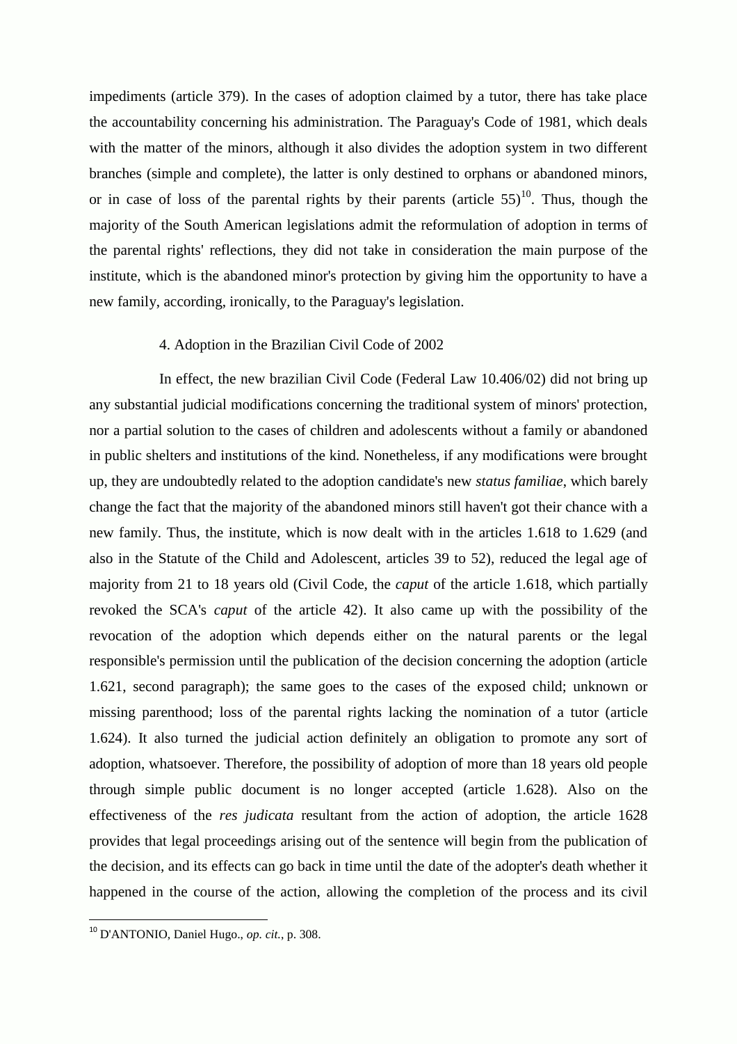impediments (article 379). In the cases of adoption claimed by a tutor, there has take place the accountability concerning his administration. The Paraguay's Code of 1981, which deals with the matter of the minors, although it also divides the adoption system in two different branches (simple and complete), the latter is only destined to orphans or abandoned minors, or in case of loss of the parental rights by their parents (article 55)[10]. Thus, though the majority of the South American legislations admit the reformulation of adoption in terms of the parental rights' reflections, they did not take in consideration the main purpose of the institute, which is the abandoned minor's protection by giving him the opportunity to have a new family, according, ironically, to the Paraguay's legislation.

## 4. Adoption in the Brazilian Civil Code of 2002

In effect, the new brazilian Civil Code (Federal Law 10.406/02) did not bring up any substantial judicial modifications concerning the traditional system of minors' protection, nor a partial solution to the cases of children and adolescents without a family or abandoned in public shelters and institutions of the kind. Nonetheless, if any modifications were brought up, they are undoubtedly related to the adoption candidate's new *status familiae*, which barely change the fact that the majority of the abandoned minors still haven't got their chance with a new family. Thus, the institute, which is now dealt with in the articles 1.618 to 1.629 (and also in the Statute of the Child and Adolescent, articles 39 to 52), reduced the legal age of majority from 21 to 18 years old (Civil Code, the *caput* of the article 1.618, which partially revoked the SCA's *caput* of the article 42). It also came up with the possibility of the revocation of the adoption which depends either on the natural parents or the legal responsible's permission until the publication of the decision concerning the adoption (article 1.621, second paragraph); the same goes to the cases of the exposed child; unknown or missing parenthood; loss of the parental rights lacking the nomination of a tutor (article 1.624). It also turned the judicial action definitely an obligation to promote any sort of adoption, whatsoever. Therefore, the possibility of adoption of more than 18 years old people through simple public document is no longer accepted (article 1.628). Also on the effectiveness of the *res judicata* resultant from the action of adoption, the article 1628 provides that legal proceedings arising out of the sentence will begin from the publication of the decision, and its effects can go back in time until the date of the adopter's death whether it happened in the course of the action, allowing the completion of the process and its civil

---

[10] D'ANTONIO, Daniel Hugo., *op. cit.*, p. 308.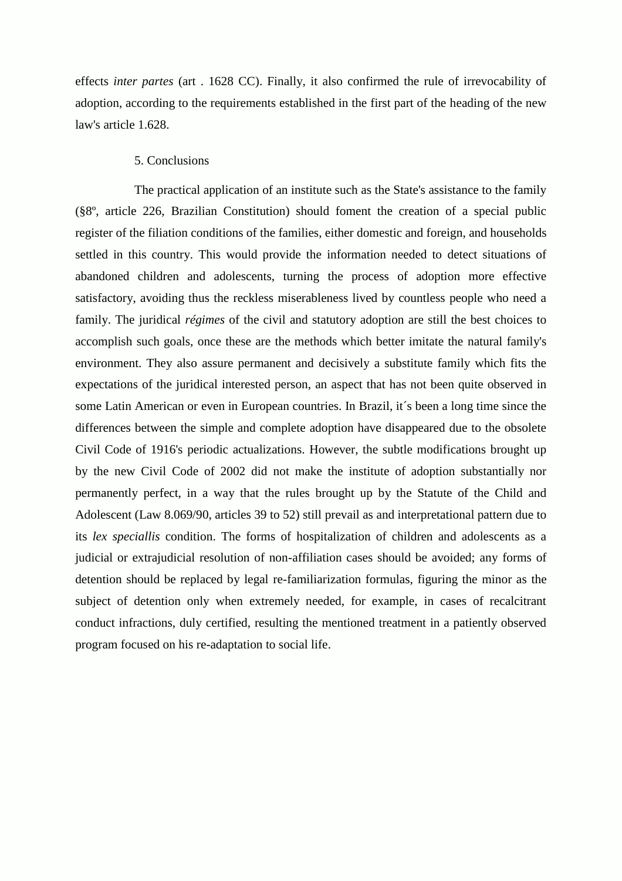effects *inter partes* (art . 1628 CC). Finally, it also confirmed the rule of irrevocability of adoption, according to the requirements established in the first part of the heading of the new law's article 1.628.

## 5. Conclusions

The practical application of an institute such as the State's assistance to the family (§8º, article 226, Brazilian Constitution) should foment the creation of a special public register of the filiation conditions of the families, either domestic and foreign, and households settled in this country. This would provide the information needed to detect situations of abandoned children and adolescents, turning the process of adoption more effective satisfactory, avoiding thus the reckless miserableness lived by countless people who need a family. The juridical *régimes* of the civil and statutory adoption are still the best choices to accomplish such goals, once these are the methods which better imitate the natural family's environment. They also assure permanent and decisively a substitute family which fits the expectations of the juridical interested person, an aspect that has not been quite observed in some Latin American or even in European countries. In Brazil, it´s been a long time since the differences between the simple and complete adoption have disappeared due to the obsolete Civil Code of 1916's periodic actualizations. However, the subtle modifications brought up by the new Civil Code of 2002 did not make the institute of adoption substantially nor permanently perfect, in a way that the rules brought up by the Statute of the Child and Adolescent (Law 8.069/90, articles 39 to 52) still prevail as and interpretational pattern due to its *lex speciallis* condition. The forms of hospitalization of children and adolescents as a judicial or extrajudicial resolution of non-affiliation cases should be avoided; any forms of detention should be replaced by legal re-familiarization formulas, figuring the minor as the subject of detention only when extremely needed, for example, in cases of recalcitrant conduct infractions, duly certified, resulting the mentioned treatment in a patiently observed program focused on his re-adaptation to social life.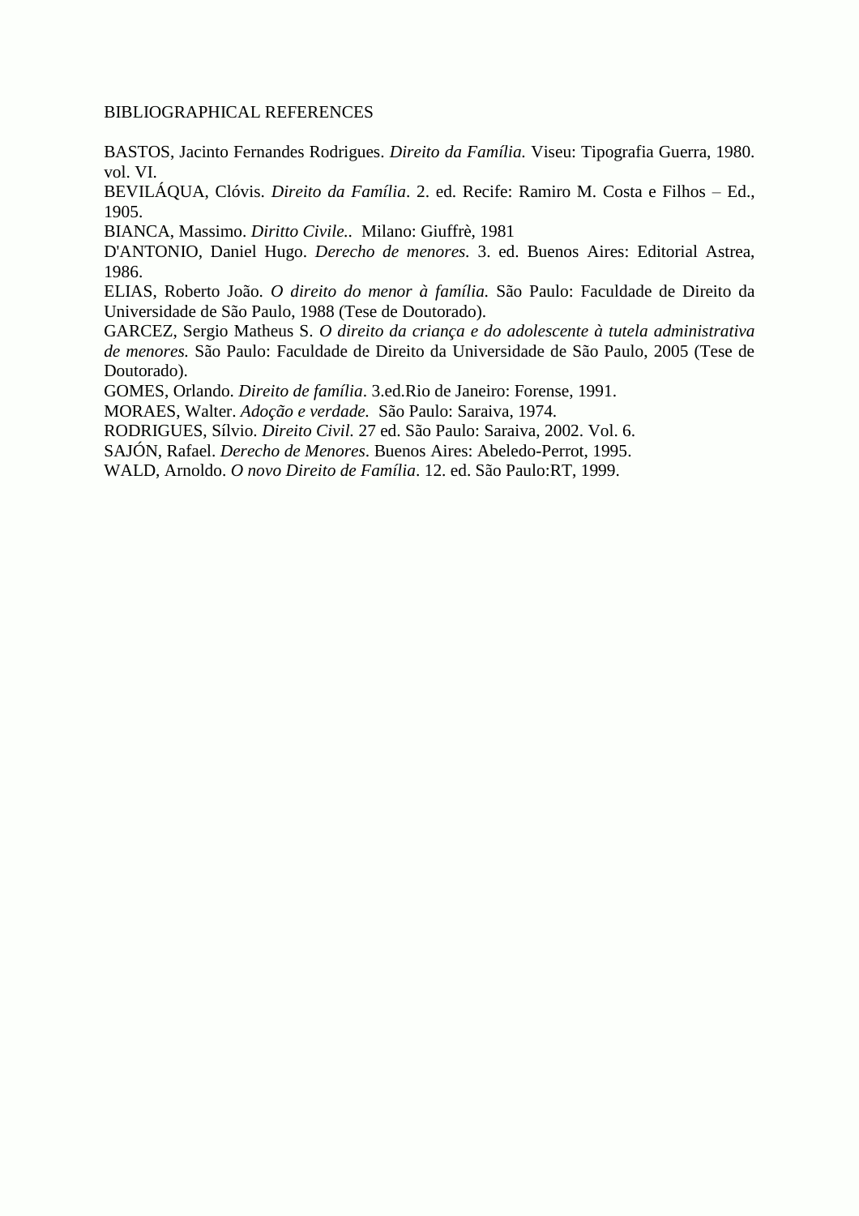BIBLIOGRAPHICAL REFERENCES

BASTOS, Jacinto Fernandes Rodrigues. *Direito da Família.* Viseu: Tipografia Guerra, 1980. vol. VI.

BEVILÁQUA, Clóvis. *Direito da Família*. 2. ed. Recife: Ramiro M. Costa e Filhos – Ed., 1905.

BIANCA, Massimo. *Diritto Civile.*. Milano: Giuffrè, 1981

D'ANTONIO, Daniel Hugo. *Derecho de menores.* 3. ed. Buenos Aires: Editorial Astrea, 1986.

ELIAS, Roberto João. *O direito do menor à família.* São Paulo: Faculdade de Direito da Universidade de São Paulo, 1988 (Tese de Doutorado).

GARCEZ, Sergio Matheus S. *O direito da criança e do adolescente à tutela administrativa de menores.* São Paulo: Faculdade de Direito da Universidade de São Paulo, 2005 (Tese de Doutorado).

GOMES, Orlando. *Direito de família*. 3.ed.Rio de Janeiro: Forense, 1991.

MORAES, Walter. *Adoção e verdade.* São Paulo: Saraiva, 1974.

RODRIGUES, Sílvio. *Direito Civil.* 27 ed. São Paulo: Saraiva, 2002. Vol. 6.

SAJÓN, Rafael. *Derecho de Menores*. Buenos Aires: Abeledo-Perrot, 1995.

WALD, Arnoldo. *O novo Direito de Família*. 12. ed. São Paulo:RT, 1999.